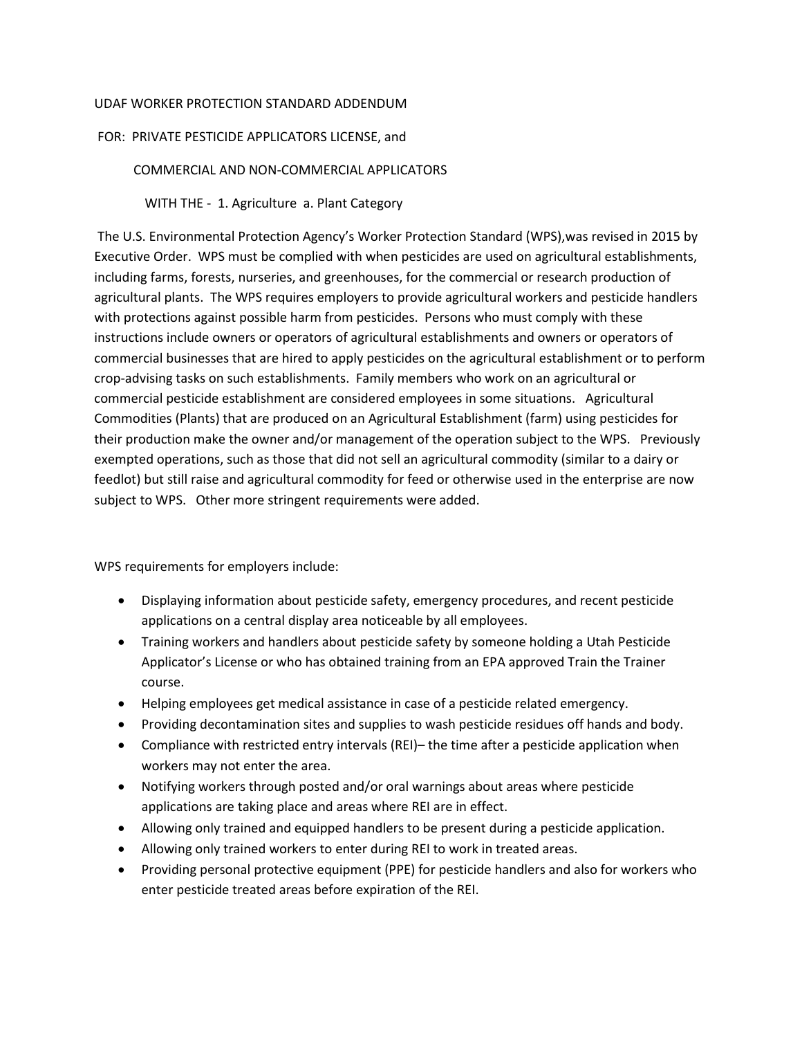UDAF WORKER PROTECTION STANDARD ADDENDUM

FOR: PRIVATE PESTICIDE APPLICATORS LICENSE, and

COMMERCIAL AND NON-COMMERCIAL APPLICATORS

WITH THE - 1. Agriculture a. Plant Category

The U.S. Environmental Protection Agency's Worker Protection Standard (WPS),was revised in 2015 by Executive Order. WPS must be complied with when pesticides are used on agricultural establishments, including farms, forests, nurseries, and greenhouses, for the commercial or research production of agricultural plants. The WPS requires employers to provide agricultural workers and pesticide handlers with protections against possible harm from pesticides. Persons who must comply with these instructions include owners or operators of agricultural establishments and owners or operators of commercial businesses that are hired to apply pesticides on the agricultural establishment or to perform crop-advising tasks on such establishments. Family members who work on an agricultural or commercial pesticide establishment are considered employees in some situations. Agricultural Commodities (Plants) that are produced on an Agricultural Establishment (farm) using pesticides for their production make the owner and/or management of the operation subject to the WPS. Previously exempted operations, such as those that did not sell an agricultural commodity (similar to a dairy or feedlot) but still raise and agricultural commodity for feed or otherwise used in the enterprise are now subject to WPS. Other more stringent requirements were added.

WPS requirements for employers include:

- Displaying information about pesticide safety, emergency procedures, and recent pesticide applications on a central display area noticeable by all employees.
- Training workers and handlers about pesticide safety by someone holding a Utah Pesticide Applicator's License or who has obtained training from an EPA approved Train the Trainer course.
- Helping employees get medical assistance in case of a pesticide related emergency.
- Providing decontamination sites and supplies to wash pesticide residues off hands and body.
- Compliance with restricted entry intervals (REI)– the time after a pesticide application when workers may not enter the area.
- Notifying workers through posted and/or oral warnings about areas where pesticide applications are taking place and areas where REI are in effect.
- Allowing only trained and equipped handlers to be present during a pesticide application.
- Allowing only trained workers to enter during REI to work in treated areas.
- Providing personal protective equipment (PPE) for pesticide handlers and also for workers who enter pesticide treated areas before expiration of the REI.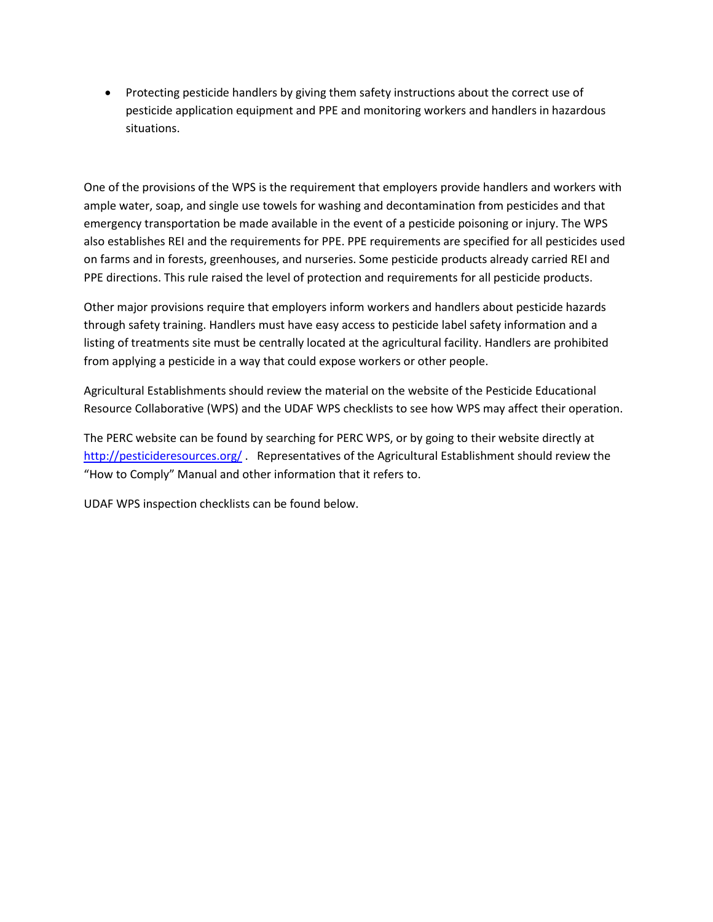- Protecting pesticide handlers by giving them safety instructions about the correct use of pesticide application equipment and PPE and monitoring workers and handlers in hazardous situations.

One of the provisions of the WPS is the requirement that employers provide handlers and workers with ample water, soap, and single use towels for washing and decontamination from pesticides and that emergency transportation be made available in the event of a pesticide poisoning or injury. The WPS also establishes REI and the requirements for PPE. PPE requirements are specified for all pesticides used on farms and in forests, greenhouses, and nurseries. Some pesticide products already carried REI and PPE directions. This rule raised the level of protection and requirements for all pesticide products.

Other major provisions require that employers inform workers and handlers about pesticide hazards through safety training. Handlers must have easy access to pesticide label safety information and a listing of treatments site must be centrally located at the agricultural facility. Handlers are prohibited from applying a pesticide in a way that could expose workers or other people.

Agricultural Establishments should review the material on the website of the Pesticide Educational Resource Collaborative (WPS) and the UDAF WPS checklists to see how WPS may affect their operation.

The PERC website can be found by searching for PERC WPS, or by going to their website directly at [http://pesticideresources.org/](http://pesticideresources.org/) . Representatives of the Agricultural Establishment should review the "How to Comply" Manual and other information that it refers to.

UDAF WPS inspection checklists can be found below.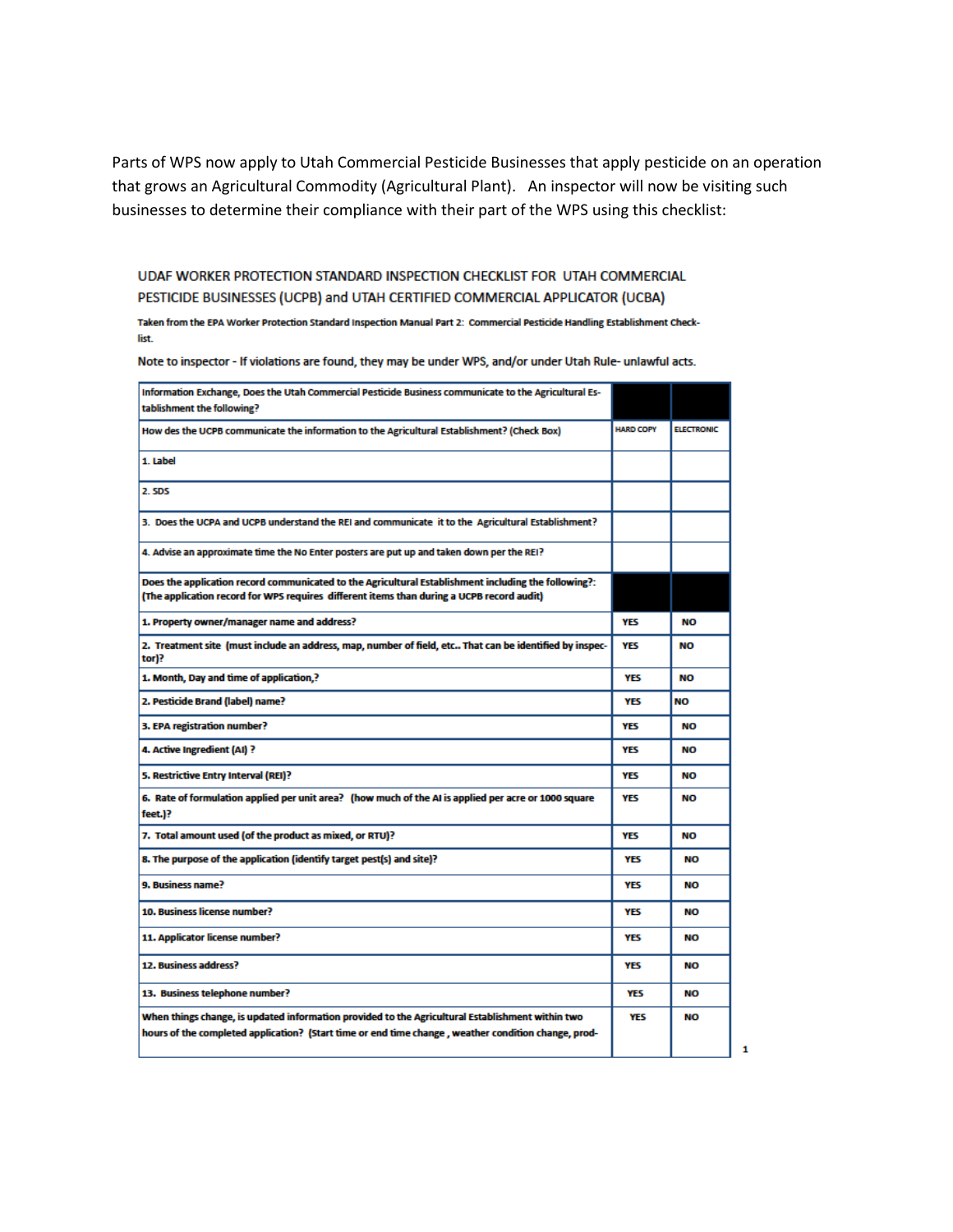Parts of WPS now apply to Utah Commercial Pesticide Businesses that apply pesticide on an operation that grows an Agricultural Commodity (Agricultural Plant). An inspector will now be visiting such businesses to determine their compliance with their part of the WPS using this checklist:

UDAF WORKER PROTECTION STANDARD INSPECTION CHECKLIST FOR UTAH COMMERCIAL PESTICIDE BUSINESSES (UCPB) and UTAH CERTIFIED COMMERCIAL APPLICATOR (UCBA)

**Taken from the EPA Worker Protection Standard Inspection Manual Part 2: Commercial Pesticide Handling Establishment Checklist.**

Note to inspector - If violations are found, they may be under WPS, and/or under Utah Rule- unlawful acts.

| **Information Exchange, Does the Utah Commercial Pesticide Business communicate to the Agricultural Establishment the following?** | | |
|---|---|---|
| **How des the UCPB communicate the information to the Agricultural Establishment? (Check Box)** | **HARD COPY** | **ELECTRONIC** |
| **1. Label** | | |
| **2. SDS** | | |
| **3. Does the UCPA and UCPB understand the REI and communicate it to the Agricultural Establishment?** | | |
| **4. Advise an approximate time the No Enter posters are put up and taken down per the REI?** | | |
| **Does the application record communicated to the Agricultural Establishment including the following?: (The application record for WPS requires different items than during a UCPB record audit)** | | |
| **1. Property owner/manager name and address?** | **YES** | **NO** |
| **2. Treatment site (must include an address, map, number of field, etc.. That can be identified by inspector)?** | **YES** | **NO** |
| **1. Month, Day and time of application,?** | **YES** | **NO** |
| **2. Pesticide Brand (label) name?** | **YES** | **NO** |
| **3. EPA registration number?** | **YES** | **NO** |
| **4. Active Ingredient (AI) ?** | **YES** | **NO** |
| **5. Restrictive Entry Interval (REI)?** | **YES** | **NO** |
| **6. Rate of formulation applied per unit area? (how much of the AI is applied per acre or 1000 square feet.)?** | **YES** | **NO** |
| **7. Total amount used (of the product as mixed, or RTU)?** | **YES** | **NO** |
| **8. The purpose of the application (identify target pest(s) and site)?** | **YES** | **NO** |
| **9. Business name?** | **YES** | **NO** |
| **10. Business license number?** | **YES** | **NO** |
| **11. Applicator license number?** | **YES** | **NO** |
| **12. Business address?** | **YES** | **NO** |
| **13. Business telephone number?** | **YES** | **NO** |
| **When things change, is updated information provided to the Agricultural Establishment within two hours of the completed application? (Start time or end time change , weather condition change, prod-** | **YES** | **NO** |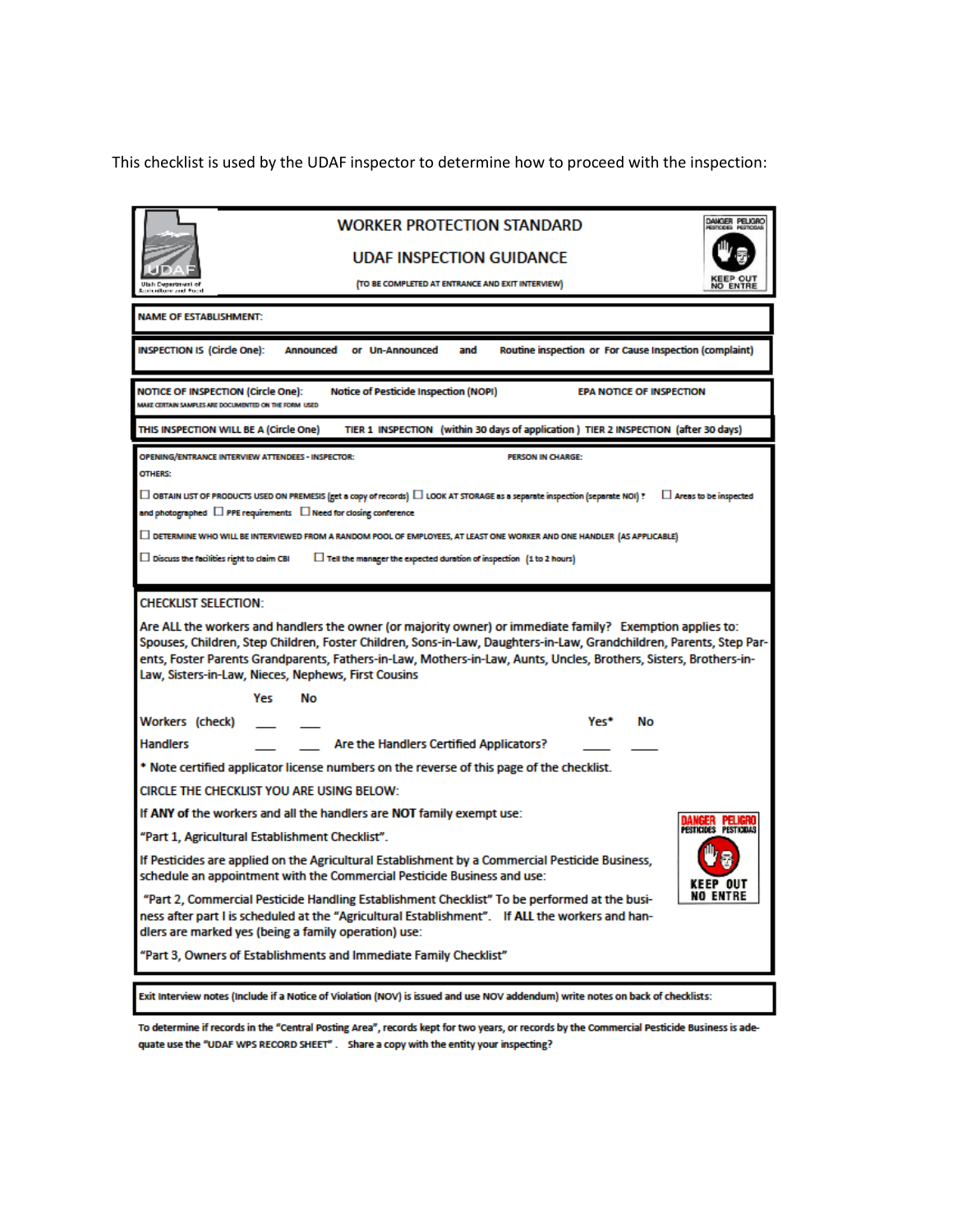This checklist is used by the UDAF inspector to determine how to proceed with the inspection:

# WORKER PROTECTION STANDARD

## UDAF INSPECTION GUIDANCE

(TO BE COMPLETED AT ENTRANCE AND EXIT INTERVIEW)

**NAME OF ESTABLISHMENT:**

**INSPECTION IS (Circle One):** Announced or Un-Announced and Routine inspection or For Cause Inspection (complaint)

**NOTICE OF INSPECTION (Circle One):** Notice of Pesticide Inspection (NOPI) EPA NOTICE OF INSPECTION
MAKE CERTAIN SAMPLES ARE DOCUMENTED ON THE FORM USED

**THIS INSPECTION WILL BE A (Circle One)** TIER 1 INSPECTION (within 30 days of application) TIER 2 INSPECTION (after 30 days)

**OPENING/ENTRANCE INTERVIEW ATTENDEES - INSPECTOR:** PERSON IN CHARGE:

**OTHERS:**

- ☐ OBTAIN LIST OF PRODUCTS USED ON PREMESIS (get a copy of records)
- ☐ LOOK AT STORAGE as a separate inspection (separate NOI) ?
- ☐ Areas to be inspected and photographed
- ☐ PPE requirements
- ☐ Need for closing conference
- ☐ DETERMINE WHO WILL BE INTERVIEWED FROM A RANDOM POOL OF EMPLOYEES, AT LEAST ONE WORKER AND ONE HANDLER (AS APPLICABLE)
- ☐ Discuss the facilities right to claim CBI
- ☐ Tell the manager the expected duration of inspection (1 to 2 hours)

**CHECKLIST SELECTION:**

Are ALL the workers and handlers the owner (or majority owner) or immediate family? Exemption applies to: Spouses, Children, Step Children, Foster Children, Sons-in-Law, Daughters-in-Law, Grandchildren, Parents, Step Parents, Foster Parents Grandparents, Fathers-in-Law, Mothers-in-Law, Aunts, Uncles, Brothers, Sisters, Brothers-in-Law, Sisters-in-Law, Nieces, Nephews, First Cousins

| | Yes | No | | Yes* | No |
|---|---|---|---|---|---|
| Workers (check) | ___ | ___ | | | |
| Handlers | ___ | ___ | Are the Handlers Certified Applicators? | ____ | ____ |

* Note certified applicator license numbers on the reverse of this page of the checklist.

CIRCLE THE CHECKLIST YOU ARE USING BELOW:

If **ANY** of the workers and all the handlers are **NOT** family exempt use:

"Part 1, Agricultural Establishment Checklist".

If Pesticides are applied on the Agricultural Establishment by a Commercial Pesticide Business, schedule an appointment with the Commercial Pesticide Business and use:

"Part 2, Commercial Pesticide Handling Establishment Checklist" To be performed at the business after part I is scheduled at the "Agricultural Establishment". If **ALL** the workers and handlers are marked yes (being a family operation) use:

"Part 3, Owners of Establishments and Immediate Family Checklist"

**Exit interview notes (Include if a Notice of Violation (NOV) is issued and use NOV addendum) write notes on back of checklists:**

To determine if records in the "Central Posting Area", records kept for two years, or records by the Commercial Pesticide Business is adequate use the "UDAF WPS RECORD SHEET". Share a copy with the entity your inspecting?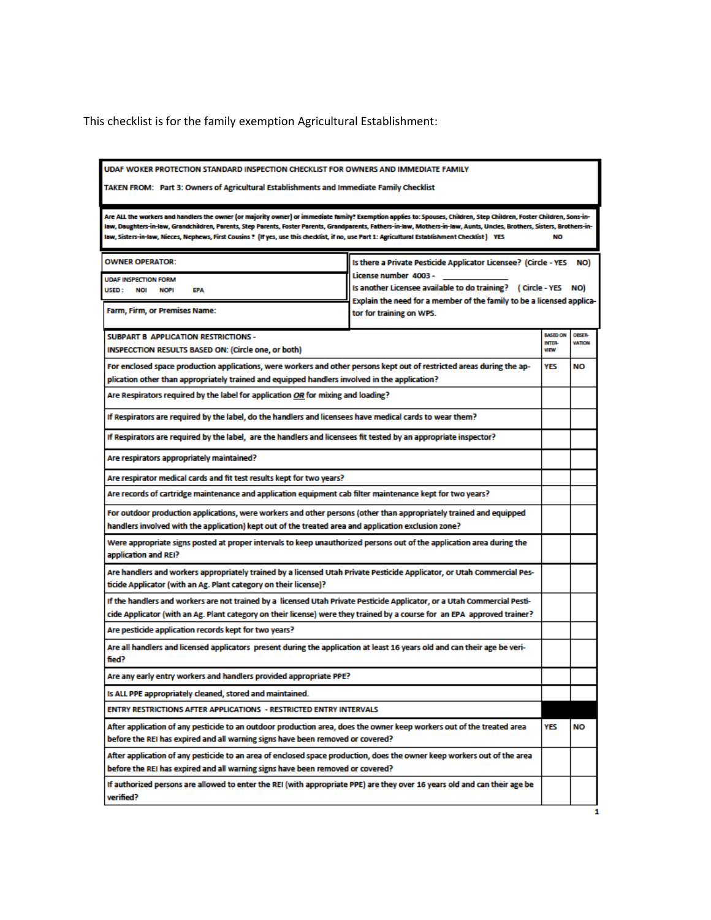This checklist is for the family exemption Agricultural Establishment:

| UDAF WOKER PROTECTION STANDARD INSPECTION CHECKLIST FOR OWNERS AND IMMEDIATE FAMILY<br>TAKEN FROM: Part 3: Owners of Agricultural Establishments and Immediate Family Checklist | | | |
|---|---|---|---|
| **Are ALL the workers and handlers the owner (or majority owner) or immediate family? Exemption applies to: Spouses, Children, Step Children, Foster Children, Sons-in-law, Daughters-in-law, Grandchildren, Parents, Step Parents, Foster Parents, Grandparents, Fathers-in-law, Mothers-in-law, Aunts, Uncles, Brothers, Sisters, Brothers-in-law, Sisters-in-law, Nieces, Nephews, First Cousins ? (If yes, use this checklist, if no, use Part 1: Agricultural Establishment Checklist) YES NO** | | | |
| OWNER OPERATOR:<br>UDAF INSPECTION FORM USED: NOI NOPI EPA<br>Farm, Firm, or Premises Name: | Is there a Private Pesticide Applicator Licensee? (Circle - YES NO)<br>License number 4003 - ______________<br>Is another Licensee available to do training? (Circle - YES NO)<br>Explain the need for a member of the family to be a licensed applicator for training on WPS. | | |
| SUBPART B APPLICATION RESTRICTIONS -<br>INSPECCTION RESULTS BASED ON: (Circle one, or both) | | BASED ON INTER-VIEW | OBSER-VATION |
| For enclosed space production applications, were workers and other persons kept out of restricted areas during the application other than appropriately trained and equipped handlers involved in the application? | | YES | NO |
| Are Respirators required by the label for application ***OR*** for mixing and loading? | | | |
| If Respirators are required by the label, do the handlers and licensees have medical cards to wear them? | | | |
| If Respirators are required by the label, are the handlers and licensees fit tested by an appropriate inspector? | | | |
| Are respirators appropriately maintained? | | | |
| Are respirator medical cards and fit test results kept for two years? | | | |
| Are records of cartridge maintenance and application equipment cab filter maintenance kept for two years? | | | |
| For outdoor production applications, were workers and other persons (other than appropriately trained and equipped handlers involved with the application) kept out of the treated area and application exclusion zone? | | | |
| Were appropriate signs posted at proper intervals to keep unauthorized persons out of the application area during the application and REI? | | | |
| Are handlers and workers appropriately trained by a licensed Utah Private Pesticide Applicator, or Utah Commercial Pesticide Applicator (with an Ag. Plant category on their license)? | | | |
| If the handlers and workers are not trained by a licensed Utah Private Pesticide Applicator, or a Utah Commercial Pesticide Applicator (with an Ag. Plant category on their license) were they trained by a course for an EPA approved trainer? | | | |
| Are pesticide application records kept for two years? | | | |
| Are all handlers and licensed applicators present during the application at least 16 years old and can their age be verified? | | | |
| Are any early entry workers and handlers provided appropriate PPE? | | | |
| Is ALL PPE appropriately cleaned, stored and maintained. | | | |
| ENTRY RESTRICTIONS AFTER APPLICATIONS - RESTRICTED ENTRY INTERVALS | | | |
| After application of any pesticide to an outdoor production area, does the owner keep workers out of the treated area before the REI has expired and all warning signs have been removed or covered? | | YES | NO |
| After application of any pesticide to an area of enclosed space production, does the owner keep workers out of the area before the REI has expired and all warning signs have been removed or covered? | | | |
| If authorized persons are allowed to enter the REI (with appropriate PPE) are they over 16 years old and can their age be verified? | | | |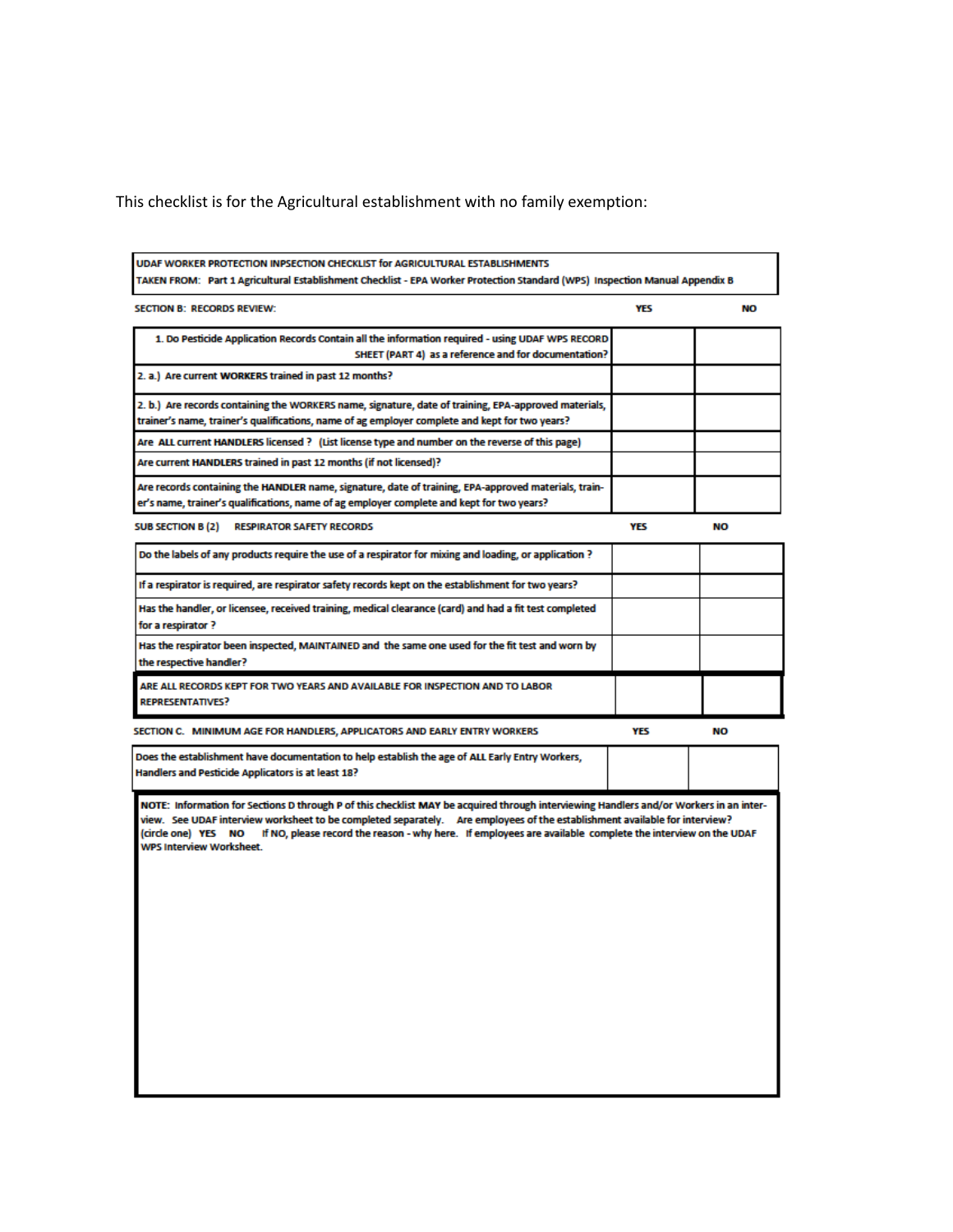This checklist is for the Agricultural establishment with no family exemption:

**UDAF WORKER PROTECTION INPSECTION CHECKLIST for AGRICULTURAL ESTABLISHMENTS**
**TAKEN FROM: Part 1 Agricultural Establishment Checklist - EPA Worker Protection Standard (WPS) Inspection Manual Appendix B**

| SECTION B: RECORDS REVIEW: | YES | NO |
|---|---|---|
| 1. Do Pesticide Application Records Contain all the information required - using UDAF WPS RECORD SHEET (PART 4) as a reference and for documentation? | | |
| 2. a.) Are current **WORKERS** trained in past 12 months? | | |
| 2. b.) Are records containing the **WORKERS** name, signature, date of training, EPA-approved materials, trainer's name, trainer's qualifications, name of ag employer complete and kept for two years? | | |
| Are **ALL** current **HANDLERS** licensed ? (List license type and number on the reverse of this page) | | |
| Are current **HANDLERS** trained in past 12 months (if not licensed)? | | |
| Are records containing the **HANDLER** name, signature, date of training, EPA-approved materials, trainer's name, trainer's qualifications, name of ag employer complete and kept for two years? | | |

| SUB SECTION B (2) RESPIRATOR SAFETY RECORDS | YES | NO |
|---|---|---|
| Do the labels of any products require the use of a respirator for mixing and loading, or application ? | | |
| If a respirator is required, are respirator safety records kept on the establishment for two years? | | |
| Has the handler, or licensee, received training, medical clearance (card) and had a fit test completed for a respirator ? | | |
| Has the respirator been inspected, MAINTAINED and the same one used for the fit test and worn by the respective handler? | | |
| ARE ALL RECORDS KEPT FOR TWO YEARS AND AVAILABLE FOR INSPECTION AND TO LABOR REPRESENTATIVES? | | |

| SECTION C. MINIMUM AGE FOR HANDLERS, APPLICATORS AND EARLY ENTRY WORKERS | YES | NO |
|---|---|---|
| Does the establishment have documentation to help establish the age of **ALL** Early Entry Workers, Handlers and Pesticide Applicators is at least 18? | | |

**NOTE:** Information for Sections D through P of this checklist **MAY** be acquired through interviewing Handlers and/or Workers in an interview. See UDAF interview worksheet to be completed separately. Are employees of the establishment available for interview? (circle one) **YES NO** If NO, please record the reason - why here. If employees are available complete the interview on the UDAF WPS Interview Worksheet.